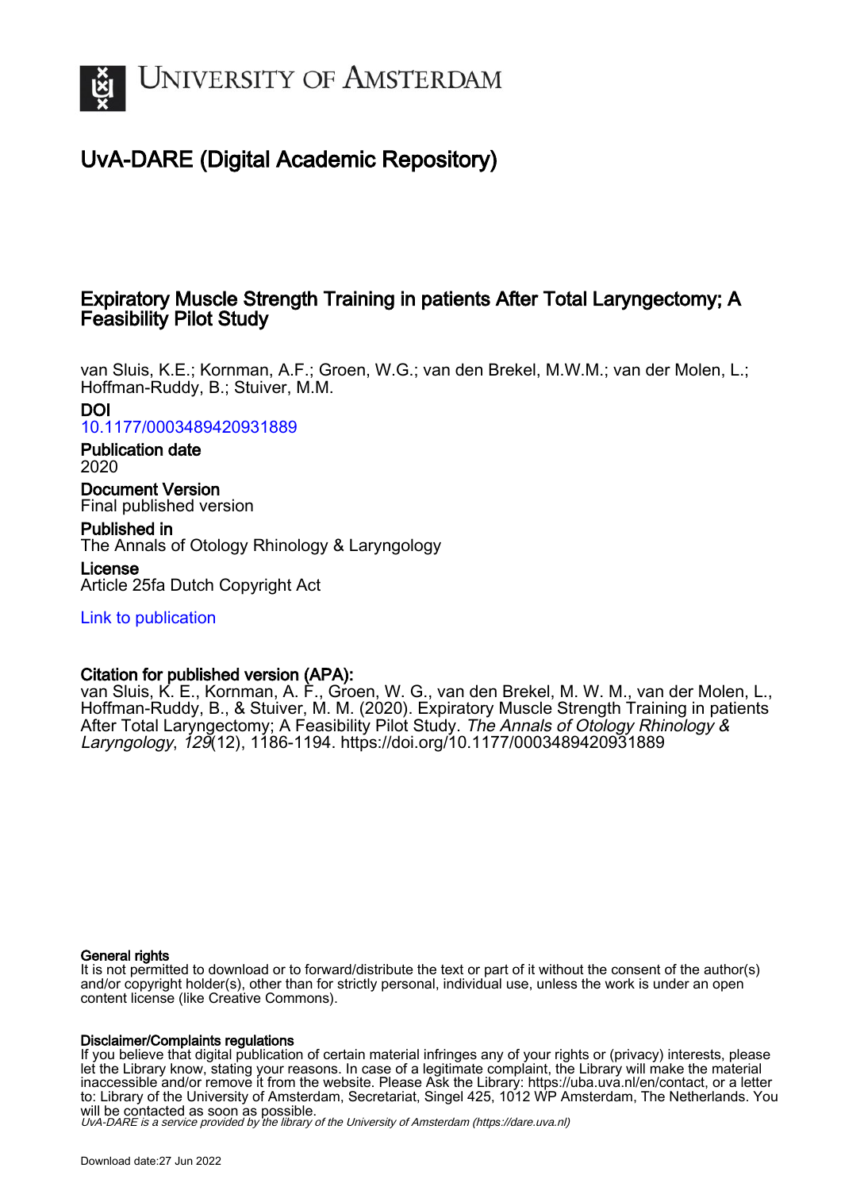# UNIVERSITY OF AMSTERDAM

## UvA-DARE (Digital Academic Repository)

# Expiratory Muscle Strength Training in patients After Total Laryngectomy; A Feasibility Pilot Study

van Sluis, K.E.; Kornman, A.F.; Groen, W.G.; van den Brekel, M.W.M.; van der Molen, L.; Hoffman-Ruddy, B.; Stuiver, M.M.

**DOI**
10.1177/0003489420931889

**Publication date**
2020

**Document Version**
Final published version

**Published in**
The Annals of Otology Rhinology & Laryngology

**License**
Article 25fa Dutch Copyright Act

Link to publication

**Citation for published version (APA):**
van Sluis, K. E., Kornman, A. F., Groen, W. G., van den Brekel, M. W. M., van der Molen, L., Hoffman-Ruddy, B., & Stuiver, M. M. (2020). Expiratory Muscle Strength Training in patients After Total Laryngectomy; A Feasibility Pilot Study. *The Annals of Otology Rhinology & Laryngology*, *129*(12), 1186-1194. https://doi.org/10.1177/0003489420931889

**General rights**
It is not permitted to download or to forward/distribute the text or part of it without the consent of the author(s) and/or copyright holder(s), other than for strictly personal, individual use, unless the work is under an open content license (like Creative Commons).

**Disclaimer/Complaints regulations**
If you believe that digital publication of certain material infringes any of your rights or (privacy) interests, please let the Library know, stating your reasons. In case of a legitimate complaint, the Library will make the material inaccessible and/or remove it from the website. Please Ask the Library: https://uba.uva.nl/en/contact, or a letter to: Library of the University of Amsterdam, Secretariat, Singel 425, 1012 WP Amsterdam, The Netherlands. You will be contacted as soon as possible.

*UvA-DARE is a service provided by the library of the University of Amsterdam (https://dare.uva.nl)*

Download date:27 Jun 2022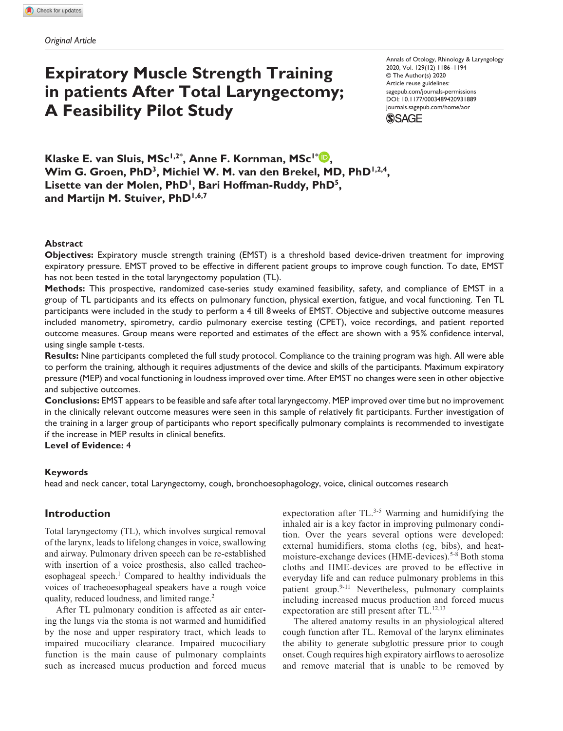*Original Article*

# Expiratory Muscle Strength Training in patients After Total Laryngectomy; A Feasibility Pilot Study

Annals of Otology, Rhinology & Laryngology
2020, Vol. 129(12) 1186–1194
© The Author(s) 2020
Article reuse guidelines:
sagepub.com/journals-permissions
DOI: 10.1177/0003489420931889
journals.sagepub.com/home/aor

**Klaske E. van Sluis, MSc[1,2*], Anne F. Kornman, MSc[1*], Wim G. Groen, PhD[3], Michiel W. M. van den Brekel, MD, PhD[1,2,4], Lisette van der Molen, PhD[1], Bari Hoffman-Ruddy, PhD[5], and Martijn M. Stuiver, PhD[1,6,7]**

## Abstract

**Objectives:** Expiratory muscle strength training (EMST) is a threshold based device-driven treatment for improving expiratory pressure. EMST proved to be effective in different patient groups to improve cough function. To date, EMST has not been tested in the total laryngectomy population (TL).

**Methods:** This prospective, randomized case-series study examined feasibility, safety, and compliance of EMST in a group of TL participants and its effects on pulmonary function, physical exertion, fatigue, and vocal functioning. Ten TL participants were included in the study to perform a 4 till 8 weeks of EMST. Objective and subjective outcome measures included manometry, spirometry, cardio pulmonary exercise testing (CPET), voice recordings, and patient reported outcome measures. Group means were reported and estimates of the effect are shown with a 95% confidence interval, using single sample t-tests.

**Results:** Nine participants completed the full study protocol. Compliance to the training program was high. All were able to perform the training, although it requires adjustments of the device and skills of the participants. Maximum expiratory pressure (MEP) and vocal functioning in loudness improved over time. After EMST no changes were seen in other objective and subjective outcomes.

**Conclusions:** EMST appears to be feasible and safe after total laryngectomy. MEP improved over time but no improvement in the clinically relevant outcome measures were seen in this sample of relatively fit participants. Further investigation of the training in a larger group of participants who report specifically pulmonary complaints is recommended to investigate if the increase in MEP results in clinical benefits.

**Level of Evidence:** 4

### Keywords

head and neck cancer, total Laryngectomy, cough, bronchoesophagology, voice, clinical outcomes research

## Introduction

Total laryngectomy (TL), which involves surgical removal of the larynx, leads to lifelong changes in voice, swallowing and airway. Pulmonary driven speech can be re-established with insertion of a voice prosthesis, also called tracheoesophageal speech.[1] Compared to healthy individuals the voices of tracheoesophageal speakers have a rough voice quality, reduced loudness, and limited range.[2]

After TL pulmonary condition is affected as air entering the lungs via the stoma is not warmed and humidified by the nose and upper respiratory tract, which leads to impaired mucociliary clearance. Impaired mucociliary function is the main cause of pulmonary complaints such as increased mucus production and forced mucus expectoration after TL.[3-5] Warming and humidifying the inhaled air is a key factor in improving pulmonary condition. Over the years several options were developed: external humidifiers, stoma cloths (eg, bibs), and heat-moisture-exchange devices (HME-devices).[5-8] Both stoma cloths and HME-devices are proved to be effective in everyday life and can reduce pulmonary problems in this patient group.[9-11] Nevertheless, pulmonary complaints including increased mucus production and forced mucus expectoration are still present after TL.[12,13]

The altered anatomy results in an physiological altered cough function after TL. Removal of the larynx eliminates the ability to generate subglottic pressure prior to cough onset. Cough requires high expiratory airflows to aerosolize and remove material that is unable to be removed by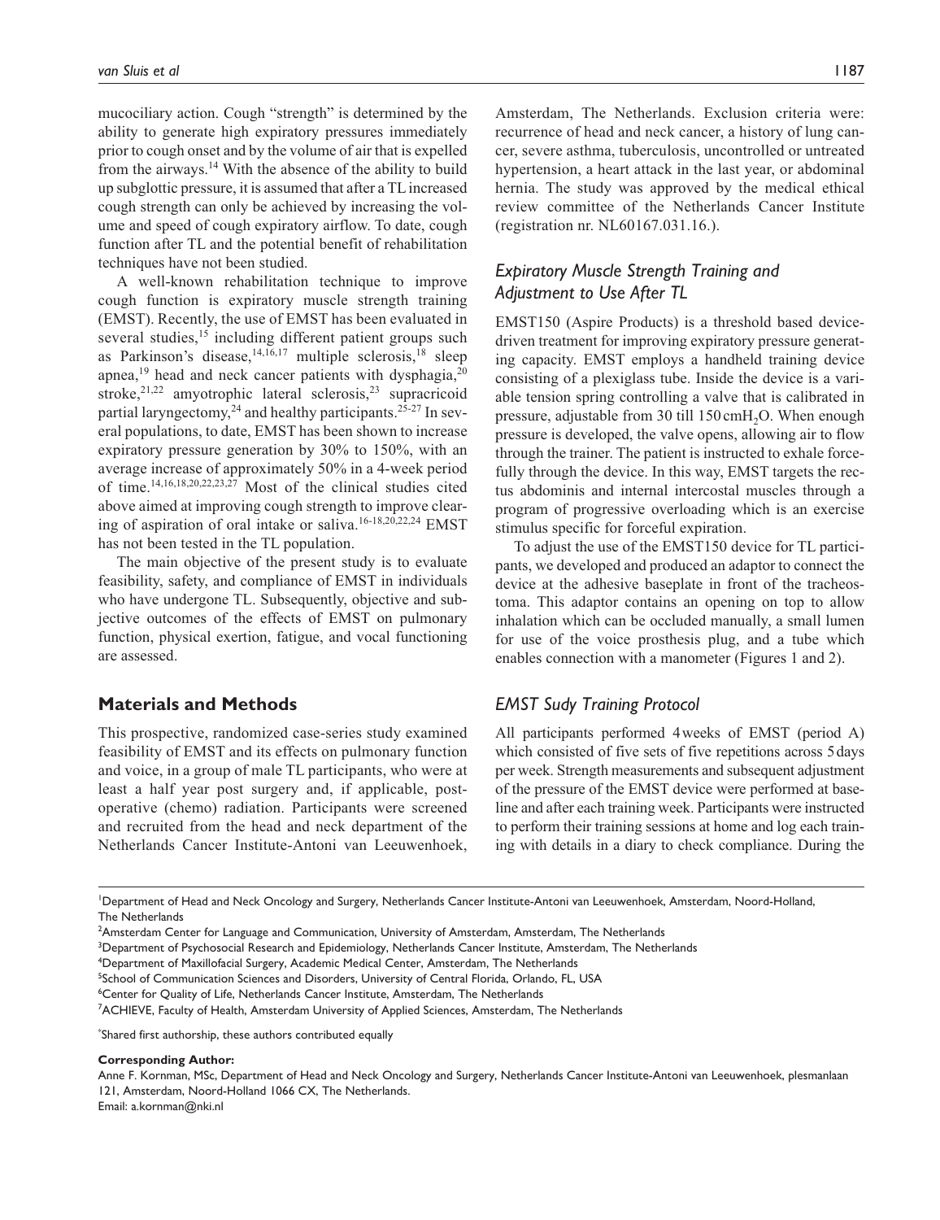mucociliary action. Cough "strength" is determined by the ability to generate high expiratory pressures immediately prior to cough onset and by the volume of air that is expelled from the airways.[14] With the absence of the ability to build up subglottic pressure, it is assumed that after a TL increased cough strength can only be achieved by increasing the volume and speed of cough expiratory airflow. To date, cough function after TL and the potential benefit of rehabilitation techniques have not been studied.

A well-known rehabilitation technique to improve cough function is expiratory muscle strength training (EMST). Recently, the use of EMST has been evaluated in several studies,[15] including different patient groups such as Parkinson's disease,[14,16,17] multiple sclerosis,[18] sleep apnea,[19] head and neck cancer patients with dysphagia,[20] stroke,[21,22] amyotrophic lateral sclerosis,[23] supracricoid partial laryngectomy,[24] and healthy participants.[25-27] In several populations, to date, EMST has been shown to increase expiratory pressure generation by 30% to 150%, with an average increase of approximately 50% in a 4-week period of time.[14,16,18,20,22,23,27] Most of the clinical studies cited above aimed at improving cough strength to improve clearing of aspiration of oral intake or saliva.[16-18,20,22,24] EMST has not been tested in the TL population.

The main objective of the present study is to evaluate feasibility, safety, and compliance of EMST in individuals who have undergone TL. Subsequently, objective and subjective outcomes of the effects of EMST on pulmonary function, physical exertion, fatigue, and vocal functioning are assessed.

## Materials and Methods

This prospective, randomized case-series study examined feasibility of EMST and its effects on pulmonary function and voice, in a group of male TL participants, who were at least a half year post surgery and, if applicable, postoperative (chemo) radiation. Participants were screened and recruited from the head and neck department of the Netherlands Cancer Institute-Antoni van Leeuwenhoek, Amsterdam, The Netherlands. Exclusion criteria were: recurrence of head and neck cancer, a history of lung cancer, severe asthma, tuberculosis, uncontrolled or untreated hypertension, a heart attack in the last year, or abdominal hernia. The study was approved by the medical ethical review committee of the Netherlands Cancer Institute (registration nr. NL60167.031.16.).

### *Expiratory Muscle Strength Training and Adjustment to Use After TL*

EMST150 (Aspire Products) is a threshold based device-driven treatment for improving expiratory pressure generating capacity. EMST employs a handheld training device consisting of a plexiglass tube. Inside the device is a variable tension spring controlling a valve that is calibrated in pressure, adjustable from 30 till 150 $cmH_2O$. When enough pressure is developed, the valve opens, allowing air to flow through the trainer. The patient is instructed to exhale forcefully through the device. In this way, EMST targets the rectus abdominis and internal intercostal muscles through a program of progressive overloading which is an exercise stimulus specific for forceful expiration.

To adjust the use of the EMST150 device for TL participants, we developed and produced an adaptor to connect the device at the adhesive baseplate in front of the tracheostoma. This adaptor contains an opening on top to allow inhalation which can be occluded manually, a small lumen for use of the voice prosthesis plug, and a tube which enables connection with a manometer (Figures 1 and 2).

### *EMST Sudy Training Protocol*

All participants performed 4 weeks of EMST (period A) which consisted of five sets of five repetitions across 5 days per week. Strength measurements and subsequent adjustment of the pressure of the EMST device were performed at baseline and after each training week. Participants were instructed to perform their training sessions at home and log each training with details in a diary to check compliance. During the

---

[1]Department of Head and Neck Oncology and Surgery, Netherlands Cancer Institute-Antoni van Leeuwenhoek, Amsterdam, Noord-Holland, The Netherlands
[2]Amsterdam Center for Language and Communication, University of Amsterdam, Amsterdam, The Netherlands
[3]Department of Psychosocial Research and Epidemiology, Netherlands Cancer Institute, Amsterdam, The Netherlands
[4]Department of Maxillofacial Surgery, Academic Medical Center, Amsterdam, The Netherlands
[5]School of Communication Sciences and Disorders, University of Central Florida, Orlando, FL, USA
[6]Center for Quality of Life, Netherlands Cancer Institute, Amsterdam, The Netherlands
[7]ACHIEVE, Faculty of Health, Amsterdam University of Applied Sciences, Amsterdam, The Netherlands

[*]Shared first authorship, these authors contributed equally

**Corresponding Author:**
Anne F. Kornman, MSc, Department of Head and Neck Oncology and Surgery, Netherlands Cancer Institute-Antoni van Leeuwenhoek, plesmanlaan 121, Amsterdam, Noord-Holland 1066 CX, The Netherlands.
Email: a.kornman@nki.nl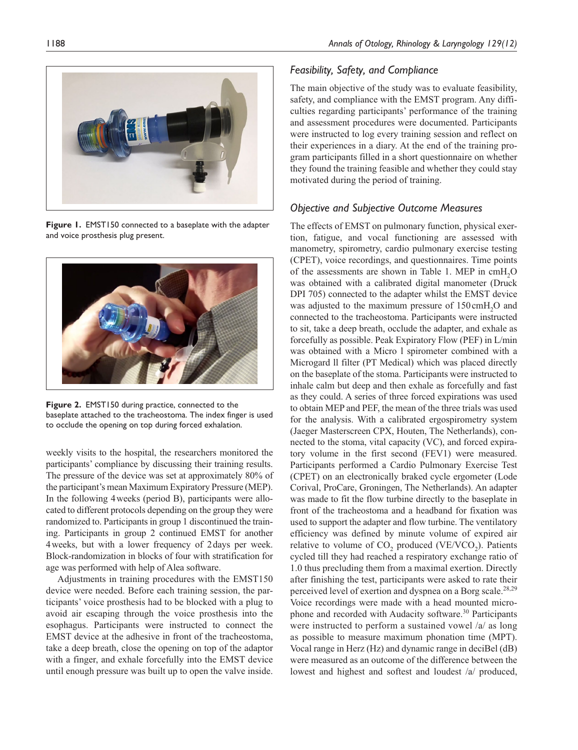Figure 1. EMST150 connected to a baseplate with the adapter and voice prosthesis plug present.

Figure 2. EMST150 during practice, connected to the baseplate attached to the tracheostoma. The index finger is used to occlude the opening on top during forced exhalation.

weekly visits to the hospital, the researchers monitored the participants' compliance by discussing their training results. The pressure of the device was set at approximately 80% of the participant's mean Maximum Expiratory Pressure (MEP). In the following 4 weeks (period B), participants were allocated to different protocols depending on the group they were randomized to. Participants in group 1 discontinued the training. Participants in group 2 continued EMST for another 4 weeks, but with a lower frequency of 2 days per week. Block-randomization in blocks of four with stratification for age was performed with help of Alea software.

Adjustments in training procedures with the EMST150 device were needed. Before each training session, the participants' voice prosthesis had to be blocked with a plug to avoid air escaping through the voice prosthesis into the esophagus. Participants were instructed to connect the EMST device at the adhesive in front of the tracheostoma, take a deep breath, close the opening on top of the adaptor with a finger, and exhale forcefully into the EMST device until enough pressure was built up to open the valve inside.

## Feasibility, Safety, and Compliance

The main objective of the study was to evaluate feasibility, safety, and compliance with the EMST program. Any difficulties regarding participants' performance of the training and assessment procedures were documented. Participants were instructed to log every training session and reflect on their experiences in a diary. At the end of the training program participants filled in a short questionnaire on whether they found the training feasible and whether they could stay motivated during the period of training.

## Objective and Subjective Outcome Measures

The effects of EMST on pulmonary function, physical exertion, fatigue, and vocal functioning are assessed with manometry, spirometry, cardio pulmonary exercise testing (CPET), voice recordings, and questionnaires. Time points of the assessments are shown in Table 1. MEP in $cmH_2O$ was obtained with a calibrated digital manometer (Druck DPI 705) connected to the adapter whilst the EMST device was adjusted to the maximum pressure of 150 $cmH_2O$ and connected to the tracheostoma. Participants were instructed to sit, take a deep breath, occlude the adapter, and exhale as forcefully as possible. Peak Expiratory Flow (PEF) in L/min was obtained with a Micro l spirometer combined with a Microgard ll filter (PT Medical) which was placed directly on the baseplate of the stoma. Participants were instructed to inhale calm but deep and then exhale as forcefully and fast as they could. A series of three forced expirations was used to obtain MEP and PEF, the mean of the three trials was used for the analysis. With a calibrated ergospirometry system (Jaeger Masterscreen CPX, Houten, The Netherlands), connected to the stoma, vital capacity (VC), and forced expiratory volume in the first second (FEV1) were measured. Participants performed a Cardio Pulmonary Exercise Test (CPET) on an electronically braked cycle ergometer (Lode Corival, ProCare, Groningen, The Netherlands). An adapter was made to fit the flow turbine directly to the baseplate in front of the tracheostoma and a headband for fixation was used to support the adapter and flow turbine. The ventilatory efficiency was defined by minute volume of expired air relative to volume of $CO_2$ produced ($VE/VCO_2$). Patients cycled till they had reached a respiratory exchange ratio of 1.0 thus precluding them from a maximal exertion. Directly after finishing the test, participants were asked to rate their perceived level of exertion and dyspnea on a Borg scale.[28,29] Voice recordings were made with a head mounted microphone and recorded with Audacity software.[30] Participants were instructed to perform a sustained vowel /a/ as long as possible to measure maximum phonation time (MPT). Vocal range in Herz (Hz) and dynamic range in deciBel (dB) were measured as an outcome of the difference between the lowest and highest and softest and loudest /a/ produced,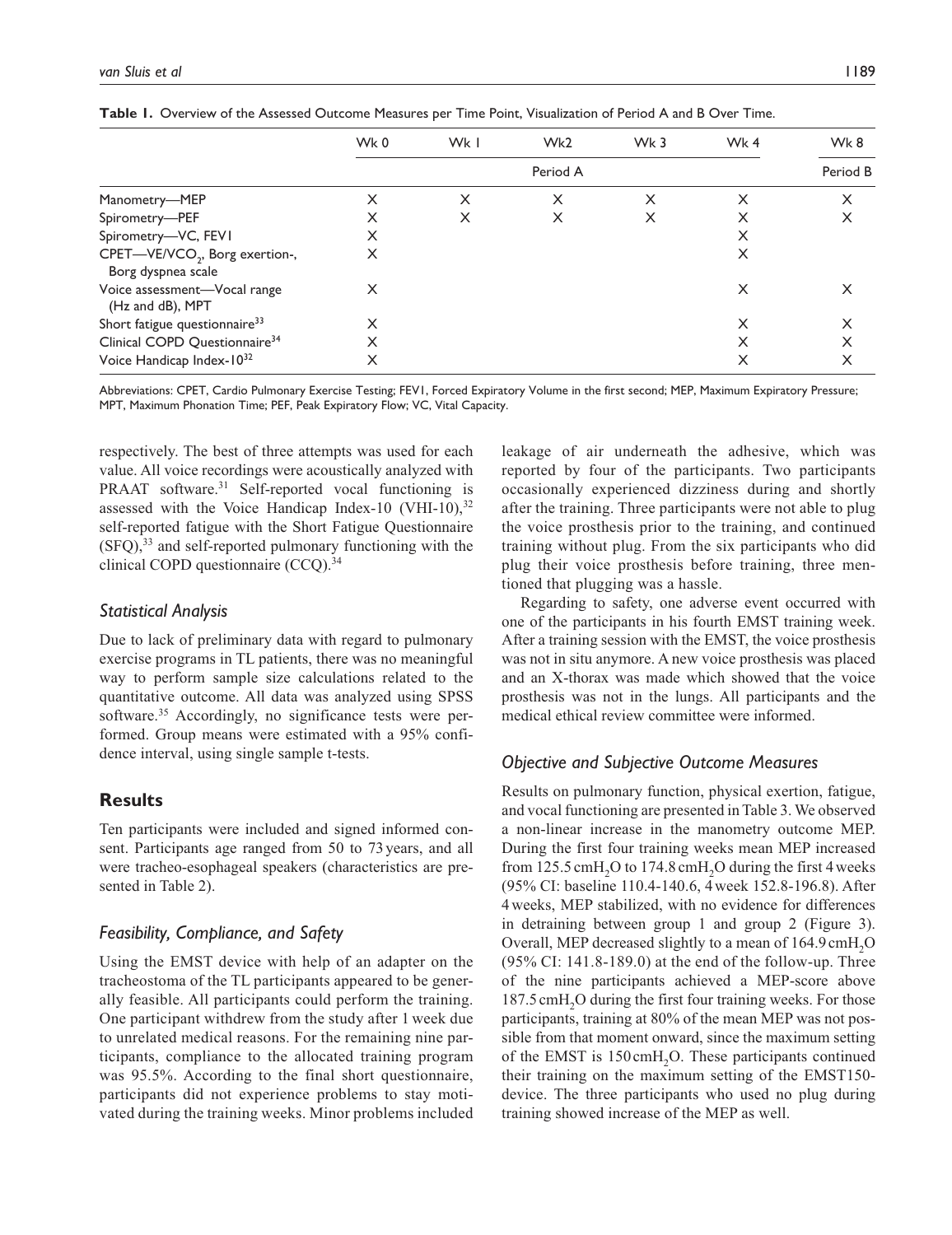**Table 1.** Overview of the Assessed Outcome Measures per Time Point, Visualization of Period A and B Over Time.

| | Wk 0 | Wk 1 | Wk2 | Wk 3 | Wk 4 | Wk 8 |
|---|---|---|---|---|---|---|
| | Period A | | | | | Period B |
| Manometry—MEP | X | X | X | X | X | X |
| Spirometry—PEF | X | X | X | X | X | X |
| Spirometry—VC, FEV1 | X | | | | X | |
| CPET—VE/$VCO_2$, Borg exertion-, Borg dyspnea scale | X | | | | X | |
| Voice assessment—Vocal range (Hz and dB), MPT | X | | | | X | X |
| Short fatigue questionnaire[33] | X | | | | X | X |
| Clinical COPD Questionnaire[34] | X | | | | X | X |
| Voice Handicap Index-10[32] | X | | | | X | X |

Abbreviations: CPET, Cardio Pulmonary Exercise Testing; FEV1, Forced Expiratory Volume in the first second; MEP, Maximum Expiratory Pressure; MPT, Maximum Phonation Time; PEF, Peak Expiratory Flow; VC, Vital Capacity.

respectively. The best of three attempts was used for each value. All voice recordings were acoustically analyzed with PRAAT software.[31] Self-reported vocal functioning is assessed with the Voice Handicap Index-10 (VHI-10),[32] self-reported fatigue with the Short Fatigue Questionnaire (SFQ),[33] and self-reported pulmonary functioning with the clinical COPD questionnaire (CCQ).[34]

### Statistical Analysis

Due to lack of preliminary data with regard to pulmonary exercise programs in TL patients, there was no meaningful way to perform sample size calculations related to the quantitative outcome. All data was analyzed using SPSS software.[35] Accordingly, no significance tests were performed. Group means were estimated with a 95% confidence interval, using single sample t-tests.

## Results

Ten participants were included and signed informed consent. Participants age ranged from 50 to 73 years, and all were tracheo-esophageal speakers (characteristics are presented in Table 2).

### Feasibility, Compliance, and Safety

Using the EMST device with help of an adapter on the tracheostoma of the TL participants appeared to be generally feasible. All participants could perform the training. One participant withdrew from the study after 1 week due to unrelated medical reasons. For the remaining nine participants, compliance to the allocated training program was 95.5%. According to the final short questionnaire, participants did not experience problems to stay motivated during the training weeks. Minor problems included leakage of air underneath the adhesive, which was reported by four of the participants. Two participants occasionally experienced dizziness during and shortly after the training. Three participants were not able to plug the voice prosthesis prior to the training, and continued training without plug. From the six participants who did plug their voice prosthesis before training, three mentioned that plugging was a hassle.

Regarding to safety, one adverse event occurred with one of the participants in his fourth EMST training week. After a training session with the EMST, the voice prosthesis was not in situ anymore. A new voice prosthesis was placed and an X-thorax was made which showed that the voice prosthesis was not in the lungs. All participants and the medical ethical review committee were informed.

### Objective and Subjective Outcome Measures

Results on pulmonary function, physical exertion, fatigue, and vocal functioning are presented in Table 3. We observed a non-linear increase in the manometry outcome MEP. During the first four training weeks mean MEP increased from 125.5 $cmH_2O$ to 174.8 $cmH_2O$ during the first 4 weeks (95% CI: baseline 110.4-140.6, 4 week 152.8-196.8). After 4 weeks, MEP stabilized, with no evidence for differences in detraining between group 1 and group 2 (Figure 3). Overall, MEP decreased slightly to a mean of 164.9 $cmH_2O$ (95% CI: 141.8-189.0) at the end of the follow-up. Three of the nine participants achieved a MEP-score above 187.5 $cmH_2O$ during the first four training weeks. For those participants, training at 80% of the mean MEP was not possible from that moment onward, since the maximum setting of the EMST is 150 $cmH_2O$. These participants continued their training on the maximum setting of the EMST150-device. The three participants who used no plug during training showed increase of the MEP as well.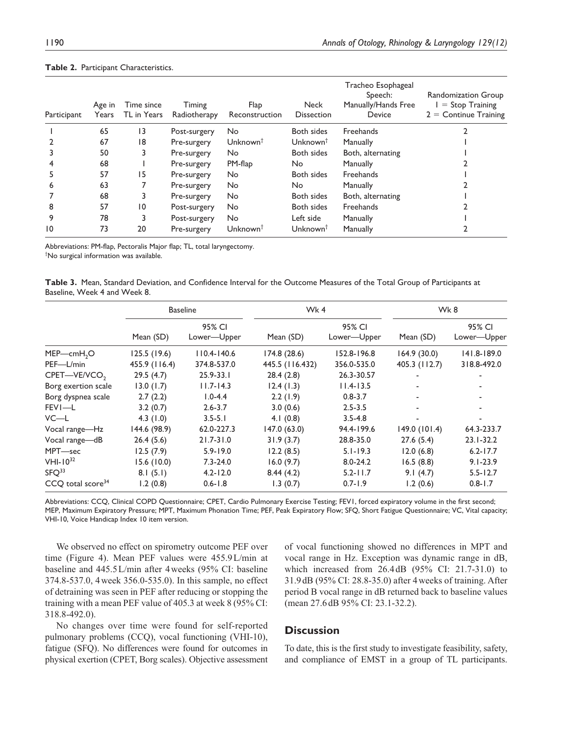**Table 2.** Participant Characteristics.

| Participant | Age in Years | Time since TL in Years | Timing Radiotherapy | Flap Reconstruction | Neck Dissection | Tracheo Esophageal Speech: Manually/Hands Free Device | Randomization Group 1 = Stop Training 2 = Continue Training |
|---|---|---|---|---|---|---|---|
| 1 | 65 | 13 | Post-surgery | No | Both sides | Freehands | 2 |
| 2 | 67 | 18 | Pre-surgery | Unknown[†] | Unknown[†] | Manually | 1 |
| 3 | 50 | 3 | Pre-surgery | No | Both sides | Both, alternating | 1 |
| 4 | 68 | 1 | Pre-surgery | PM-flap | No | Manually | 2 |
| 5 | 57 | 15 | Pre-surgery | No | Both sides | Freehands | 1 |
| 6 | 63 | 7 | Pre-surgery | No | No | Manually | 2 |
| 7 | 68 | 3 | Pre-surgery | No | Both sides | Both, alternating | 1 |
| 8 | 57 | 10 | Post-surgery | No | Both sides | Freehands | 2 |
| 9 | 78 | 3 | Post-surgery | No | Left side | Manually | 1 |
| 10 | 73 | 20 | Pre-surgery | Unknown[†] | Unknown[†] | Manually | 2 |

Abbreviations: PM-flap, Pectoralis Major flap; TL, total laryngectomy.
[†]No surgical information was available.

**Table 3.** Mean, Standard Deviation, and Confidence Interval for the Outcome Measures of the Total Group of Participants at Baseline, Week 4 and Week 8.

| | Baseline | | Wk 4 | | Wk 8 | |
|---|---|---|---|---|---|---|
| | Mean (SD) | 95% CI Lower—Upper | Mean (SD) | 95% CI Lower—Upper | Mean (SD) | 95% CI Lower—Upper |
| MEP—cm$H_2O$ | 125.5 (19.6) | 110.4-140.6 | 174.8 (28.6) | 152.8-196.8 | 164.9 (30.0) | 141.8-189.0 |
| PEF—L/min | 455.9 (116.4) | 374.8-537.0 | 445.5 (116.432) | 356.0-535.0 | 405.3 (112.7) | 318.8-492.0 |
| CPET—VE/$VCO_2$ | 29.5 (4.7) | 25.9-33.1 | 28.4 (2.8) | 26.3-30.57 | - | - |
| Borg exertion scale | 13.0 (1.7) | 11.7-14.3 | 12.4 (1.3) | 11.4-13.5 | - | - |
| Borg dyspnea scale | 2.7 (2.2) | 1.0-4.4 | 2.2 (1.9) | 0.8-3.7 | - | - |
| FEV1—L | 3.2 (0.7) | 2.6-3.7 | 3.0 (0.6) | 2.5-3.5 | - | - |
| VC—L | 4.3 (1.0) | 3.5-5.1 | 4.1 (0.8) | 3.5-4.8 | - | - |
| Vocal range—Hz | 144.6 (98.9) | 62.0-227.3 | 147.0 (63.0) | 94.4-199.6 | 149.0 (101.4) | 64.3-233.7 |
| Vocal range—dB | 26.4 (5.6) | 21.7-31.0 | 31.9 (3.7) | 28.8-35.0 | 27.6 (5.4) | 23.1-32.2 |
| MPT—sec | 12.5 (7.9) | 5.9-19.0 | 12.2 (8.5) | 5.1-19.3 | 12.0 (6.8) | 6.2-17.7 |
| VHI-10[32] | 15.6 (10.0) | 7.3-24.0 | 16.0 (9.7) | 8.0-24.2 | 16.5 (8.8) | 9.1-23.9 |
| SFQ[33] | 8.1 (5.1) | 4.2-12.0 | 8.44 (4.2) | 5.2-11.7 | 9.1 (4.7) | 5.5-12.7 |
| CCQ total score[34] | 1.2 (0.8) | 0.6-1.8 | 1.3 (0.7) | 0.7-1.9 | 1.2 (0.6) | 0.8-1.7 |

Abbreviations: CCQ, Clinical COPD Questionnaire; CPET, Cardio Pulmonary Exercise Testing; FEV1, forced expiratory volume in the first second; MEP, Maximum Expiratory Pressure; MPT, Maximum Phonation Time; PEF, Peak Expiratory Flow; SFQ, Short Fatigue Questionnaire; VC, Vital capacity; VHI-10, Voice Handicap Index 10 item version.

We observed no effect on spirometry outcome PEF over time (Figure 4). Mean PEF values were 455.9 L/min at baseline and 445.5 L/min after 4 weeks (95% CI: baseline 374.8-537.0, 4 week 356.0-535.0). In this sample, no effect of detraining was seen in PEF after reducing or stopping the training with a mean PEF value of 405.3 at week 8 (95% CI: 318.8-492.0).

No changes over time were found for self-reported pulmonary problems (CCQ), vocal functioning (VHI-10), fatigue (SFQ). No differences were found for outcomes in physical exertion (CPET, Borg scales). Objective assessment of vocal functioning showed no differences in MPT and vocal range in Hz. Exception was dynamic range in dB, which increased from 26.4 dB (95% CI: 21.7-31.0) to 31.9 dB (95% CI: 28.8-35.0) after 4 weeks of training. After period B vocal range in dB returned back to baseline values (mean 27.6 dB 95% CI: 23.1-32.2).

## Discussion

To date, this is the first study to investigate feasibility, safety, and compliance of EMST in a group of TL participants.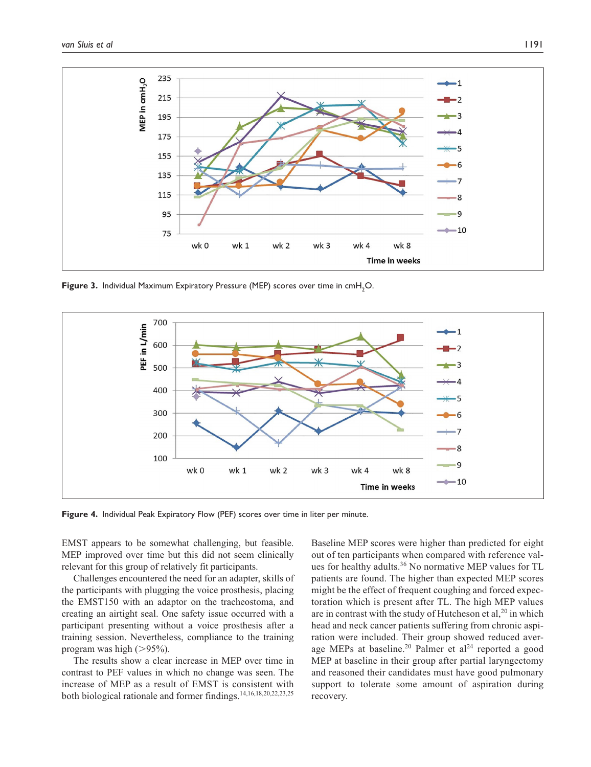Figure 3. Individual Maximum Expiratory Pressure (MEP) scores over time in $cmH_2O$.

Figure 4. Individual Peak Expiratory Flow (PEF) scores over time in liter per minute.

EMST appears to be somewhat challenging, but feasible. MEP improved over time but this did not seem clinically relevant for this group of relatively fit participants.

Challenges encountered the need for an adapter, skills of the participants with plugging the voice prosthesis, placing the EMST150 with an adaptor on the tracheostoma, and creating an airtight seal. One safety issue occurred with a participant presenting without a voice prosthesis after a training session. Nevertheless, compliance to the training program was high (>95%).

The results show a clear increase in MEP over time in contrast to PEF values in which no change was seen. The increase of MEP as a result of EMST is consistent with both biological rationale and former findings.[14,16,18,20,22,23,25]

Baseline MEP scores were higher than predicted for eight out of ten participants when compared with reference values for healthy adults.[36] No normative MEP values for TL patients are found. The higher than expected MEP scores might be the effect of frequent coughing and forced expectoration which is present after TL. The high MEP values are in contrast with the study of Hutcheson et al,[20] in which head and neck cancer patients suffering from chronic aspiration were included. Their group showed reduced average MEPs at baseline.[20] Palmer et al[24] reported a good MEP at baseline in their group after partial laryngectomy and reasoned their candidates must have good pulmonary support to tolerate some amount of aspiration during recovery.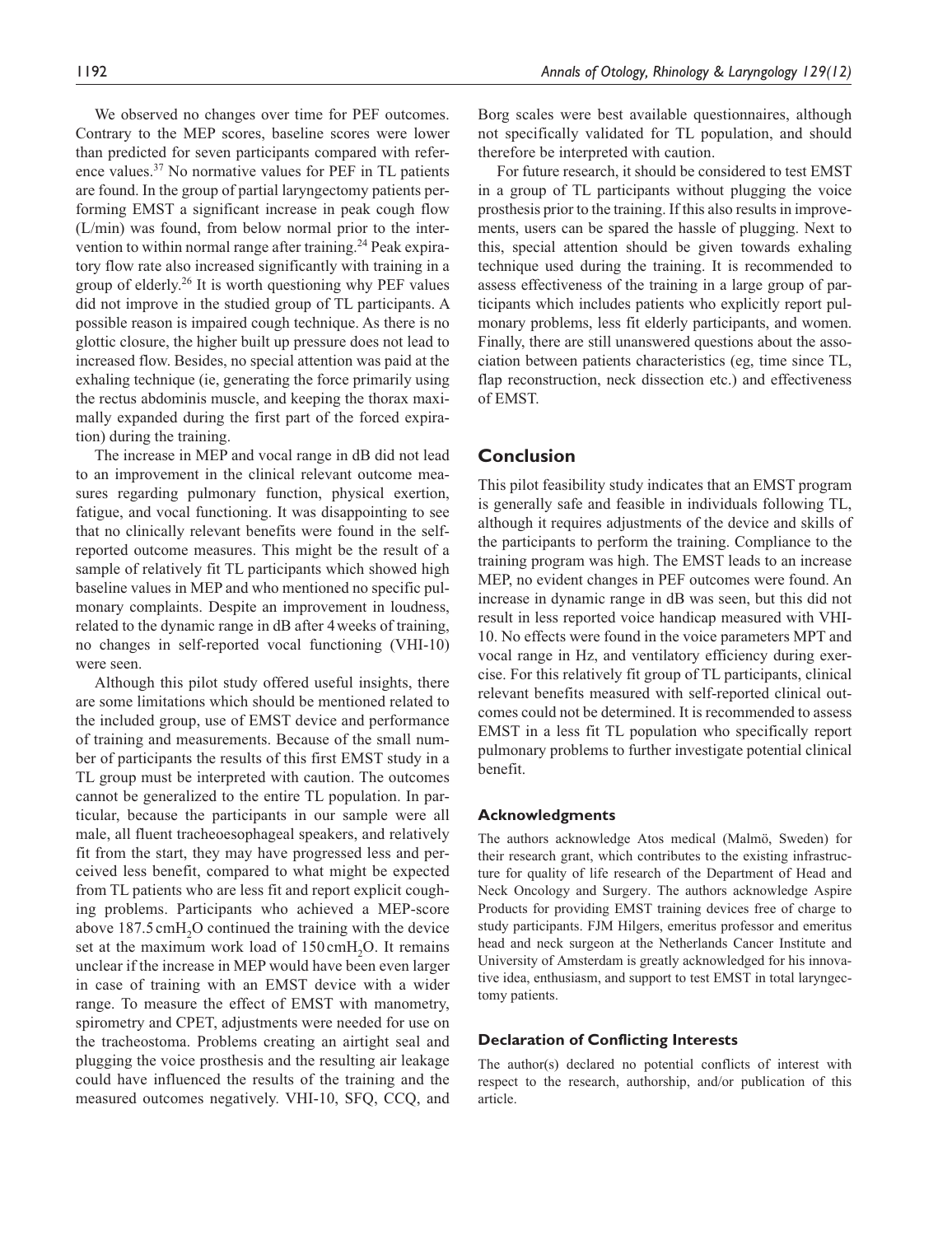We observed no changes over time for PEF outcomes. Contrary to the MEP scores, baseline scores were lower than predicted for seven participants compared with reference values.[37] No normative values for PEF in TL patients are found. In the group of partial laryngectomy patients performing EMST a significant increase in peak cough flow (L/min) was found, from below normal prior to the intervention to within normal range after training.[24] Peak expiratory flow rate also increased significantly with training in a group of elderly.[26] It is worth questioning why PEF values did not improve in the studied group of TL participants. A possible reason is impaired cough technique. As there is no glottic closure, the higher built up pressure does not lead to increased flow. Besides, no special attention was paid at the exhaling technique (ie, generating the force primarily using the rectus abdominis muscle, and keeping the thorax maximally expanded during the first part of the forced expiration) during the training.

The increase in MEP and vocal range in dB did not lead to an improvement in the clinical relevant outcome measures regarding pulmonary function, physical exertion, fatigue, and vocal functioning. It was disappointing to see that no clinically relevant benefits were found in the self-reported outcome measures. This might be the result of a sample of relatively fit TL participants which showed high baseline values in MEP and who mentioned no specific pulmonary complaints. Despite an improvement in loudness, related to the dynamic range in dB after 4 weeks of training, no changes in self-reported vocal functioning (VHI-10) were seen.

Although this pilot study offered useful insights, there are some limitations which should be mentioned related to the included group, use of EMST device and performance of training and measurements. Because of the small number of participants the results of this first EMST study in a TL group must be interpreted with caution. The outcomes cannot be generalized to the entire TL population. In particular, because the participants in our sample were all male, all fluent tracheoesophageal speakers, and relatively fit from the start, they may have progressed less and perceived less benefit, compared to what might be expected from TL patients who are less fit and report explicit coughing problems. Participants who achieved a MEP-score above 187.5 cm$H_2O$ continued the training with the device set at the maximum work load of 150 cm$H_2O$. It remains unclear if the increase in MEP would have been even larger in case of training with an EMST device with a wider range. To measure the effect of EMST with manometry, spirometry and CPET, adjustments were needed for use on the tracheostoma. Problems creating an airtight seal and plugging the voice prosthesis and the resulting air leakage could have influenced the results of the training and the measured outcomes negatively. VHI-10, SFQ, CCQ, and Borg scales were best available questionnaires, although not specifically validated for TL population, and should therefore be interpreted with caution.

For future research, it should be considered to test EMST in a group of TL participants without plugging the voice prosthesis prior to the training. If this also results in improvements, users can be spared the hassle of plugging. Next to this, special attention should be given towards exhaling technique used during the training. It is recommended to assess effectiveness of the training in a large group of participants which includes patients who explicitly report pulmonary problems, less fit elderly participants, and women. Finally, there are still unanswered questions about the association between patients characteristics (eg, time since TL, flap reconstruction, neck dissection etc.) and effectiveness of EMST.

## Conclusion

This pilot feasibility study indicates that an EMST program is generally safe and feasible in individuals following TL, although it requires adjustments of the device and skills of the participants to perform the training. Compliance to the training program was high. The EMST leads to an increase MEP, no evident changes in PEF outcomes were found. An increase in dynamic range in dB was seen, but this did not result in less reported voice handicap measured with VHI-10. No effects were found in the voice parameters MPT and vocal range in Hz, and ventilatory efficiency during exercise. For this relatively fit group of TL participants, clinical relevant benefits measured with self-reported clinical outcomes could not be determined. It is recommended to assess EMST in a less fit TL population who specifically report pulmonary problems to further investigate potential clinical benefit.

### Acknowledgments

The authors acknowledge Atos medical (Malmö, Sweden) for their research grant, which contributes to the existing infrastructure for quality of life research of the Department of Head and Neck Oncology and Surgery. The authors acknowledge Aspire Products for providing EMST training devices free of charge to study participants. FJM Hilgers, emeritus professor and emeritus head and neck surgeon at the Netherlands Cancer Institute and University of Amsterdam is greatly acknowledged for his innovative idea, enthusiasm, and support to test EMST in total laryngectomy patients.

### Declaration of Conflicting Interests

The author(s) declared no potential conflicts of interest with respect to the research, authorship, and/or publication of this article.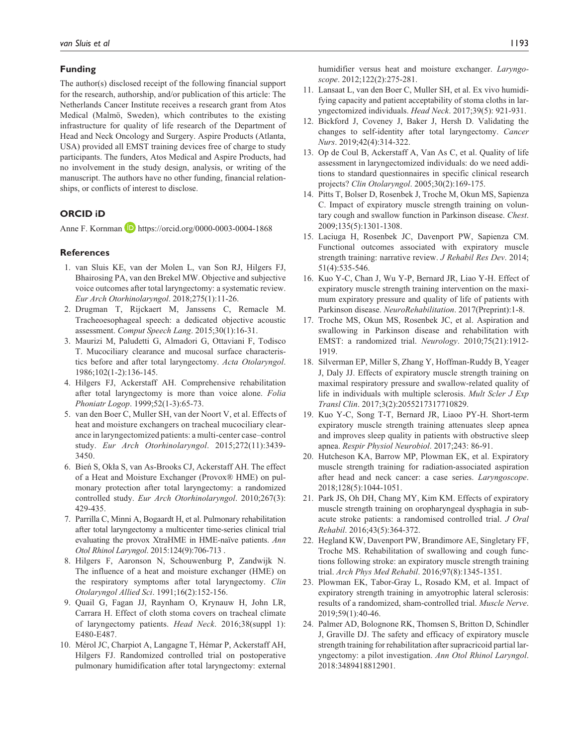## Funding

The author(s) disclosed receipt of the following financial support for the research, authorship, and/or publication of this article: The Netherlands Cancer Institute receives a research grant from Atos Medical (Malmö, Sweden), which contributes to the existing infrastructure for quality of life research of the Department of Head and Neck Oncology and Surgery. Aspire Products (Atlanta, USA) provided all EMST training devices free of charge to study participants. The funders, Atos Medical and Aspire Products, had no involvement in the study design, analysis, or writing of the manuscript. The authors have no other funding, financial relationships, or conflicts of interest to disclose.

## ORCID iD

Anne F. Kornman https://orcid.org/0000-0003-0004-1868

## References

1. van Sluis KE, van der Molen L, van Son RJ, Hilgers FJ, Bhairosing PA, van den Brekel MW. Objective and subjective voice outcomes after total laryngectomy: a systematic review. *Eur Arch Otorhinolaryngol*. 2018;275(1):11-26.
2. Drugman T, Rijckaert M, Janssens C, Remacle M. Tracheoesophageal speech: a dedicated objective acoustic assessment. *Comput Speech Lang*. 2015;30(1):16-31.
3. Maurizi M, Paludetti G, Almadori G, Ottaviani F, Todisco T. Mucociliary clearance and mucosal surface characteristics before and after total laryngectomy. *Acta Otolaryngol*. 1986;102(1-2):136-145.
4. Hilgers FJ, Ackerstaff AH. Comprehensive rehabilitation after total laryngectomy is more than voice alone. *Folia Phoniatr Logop*. 1999;52(1-3):65-73.
5. van den Boer C, Muller SH, van der Noort V, et al. Effects of heat and moisture exchangers on tracheal mucociliary clearance in laryngectomized patients: a multi-center case–control study. *Eur Arch Otorhinolaryngol*. 2015;272(11):3439-3450.
6. Bień S, Okła S, van As-Brooks CJ, Ackerstaff AH. The effect of a Heat and Moisture Exchanger (Provox® HME) on pulmonary protection after total laryngectomy: a randomized controlled study. *Eur Arch Otorhinolaryngol*. 2010;267(3):429-435.
7. Parrilla C, Minni A, Bogaardt H, et al. Pulmonary rehabilitation after total laryngectomy a multicenter time-series clinical trial evaluating the provox XtraHME in HME-naïve patients. *Ann Otol Rhinol Laryngol*. 2015:124(9):706-713 .
8. Hilgers F, Aaronson N, Schouwenburg P, Zandwijk N. The influence of a heat and moisture exchanger (HME) on the respiratory symptoms after total laryngectomy. *Clin Otolaryngol Allied Sci*. 1991;16(2):152-156.
9. Quail G, Fagan JJ, Raynham O, Krynauw H, John LR, Carrara H. Effect of cloth stoma covers on tracheal climate of laryngectomy patients. *Head Neck*. 2016;38(suppl 1): E480-E487.
10. Mérol JC, Charpiot A, Langagne T, Hémar P, Ackerstaff AH, Hilgers FJ. Randomized controlled trial on postoperative pulmonary humidification after total laryngectomy: external humidifier versus heat and moisture exchanger. *Laryngoscope*. 2012;122(2):275-281.
11. Lansaat L, van den Boer C, Muller SH, et al. Ex vivo humidifying capacity and patient acceptability of stoma cloths in laryngectomized individuals. *Head Neck*. 2017;39(5): 921-931.
12. Bickford J, Coveney J, Baker J, Hersh D. Validating the changes to self-identity after total laryngectomy. *Cancer Nurs*. 2019;42(4):314-322.
13. Op de Coul B, Ackerstaff A, Van As C, et al. Quality of life assessment in laryngectomized individuals: do we need additions to standard questionnaires in specific clinical research projects? *Clin Otolaryngol*. 2005;30(2):169-175.
14. Pitts T, Bolser D, Rosenbek J, Troche M, Okun MS, Sapienza C. Impact of expiratory muscle strength training on voluntary cough and swallow function in Parkinson disease. *Chest*. 2009;135(5):1301-1308.
15. Laciuga H, Rosenbek JC, Davenport PW, Sapienza CM. Functional outcomes associated with expiratory muscle strength training: narrative review. *J Rehabil Res Dev*. 2014; 51(4):535-546.
16. Kuo Y-C, Chan J, Wu Y-P, Bernard JR, Liao Y-H. Effect of expiratory muscle strength training intervention on the maximum expiratory pressure and quality of life of patients with Parkinson disease. *NeuroRehabilitation*. 2017(Preprint):1-8.
17. Troche MS, Okun MS, Rosenbek JC, et al. Aspiration and swallowing in Parkinson disease and rehabilitation with EMST: a randomized trial. *Neurology*. 2010;75(21):1912-1919.
18. Silverman EP, Miller S, Zhang Y, Hoffman-Ruddy B, Yeager J, Daly JJ. Effects of expiratory muscle strength training on maximal respiratory pressure and swallow-related quality of life in individuals with multiple sclerosis. *Mult Scler J Exp Transl Clin*. 2017;3(2):2055217317710829.
19. Kuo Y-C, Song T-T, Bernard JR, Liaoo PY-H. Short-term expiratory muscle strength training attenuates sleep apnea and improves sleep quality in patients with obstructive sleep apnea. *Respir Physiol Neurobiol*. 2017;243: 86-91.
20. Hutcheson KA, Barrow MP, Plowman EK, et al. Expiratory muscle strength training for radiation-associated aspiration after head and neck cancer: a case series. *Laryngoscope*. 2018;128(5):1044-1051.
21. Park JS, Oh DH, Chang MY, Kim KM. Effects of expiratory muscle strength training on oropharyngeal dysphagia in subacute stroke patients: a randomised controlled trial. *J Oral Rehabil*. 2016;43(5):364-372.
22. Hegland KW, Davenport PW, Brandimore AE, Singletary FF, Troche MS. Rehabilitation of swallowing and cough functions following stroke: an expiratory muscle strength training trial. *Arch Phys Med Rehabil*. 2016;97(8):1345-1351.
23. Plowman EK, Tabor-Gray L, Rosado KM, et al. Impact of expiratory strength training in amyotrophic lateral sclerosis: results of a randomized, sham-controlled trial. *Muscle Nerve*. 2019;59(1):40-46.
24. Palmer AD, Bolognone RK, Thomsen S, Britton D, Schindler J, Graville DJ. The safety and efficacy of expiratory muscle strength training for rehabilitation after supracricoid partial laryngectomy: a pilot investigation. *Ann Otol Rhinol Laryngol*. 2018:3489418812901.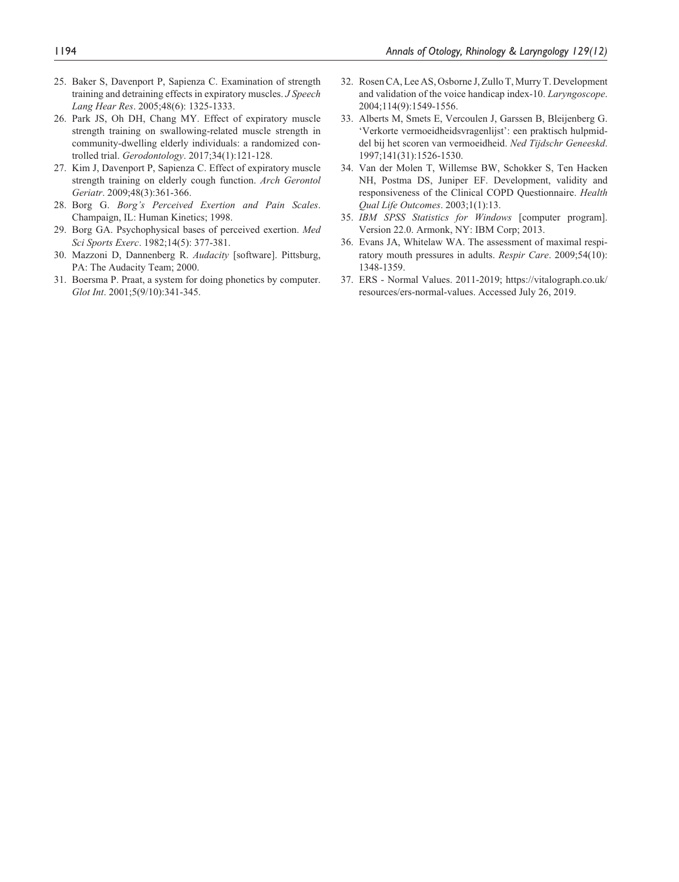25. Baker S, Davenport P, Sapienza C. Examination of strength training and detraining effects in expiratory muscles. *J Speech Lang Hear Res*. 2005;48(6): 1325-1333.
26. Park JS, Oh DH, Chang MY. Effect of expiratory muscle strength training on swallowing-related muscle strength in community-dwelling elderly individuals: a randomized controlled trial. *Gerodontology*. 2017;34(1):121-128.
27. Kim J, Davenport P, Sapienza C. Effect of expiratory muscle strength training on elderly cough function. *Arch Gerontol Geriatr*. 2009;48(3):361-366.
28. Borg G. *Borg's Perceived Exertion and Pain Scales*. Champaign, IL: Human Kinetics; 1998.
29. Borg GA. Psychophysical bases of perceived exertion. *Med Sci Sports Exerc*. 1982;14(5): 377-381.
30. Mazzoni D, Dannenberg R. *Audacity* [software]. Pittsburg, PA: The Audacity Team; 2000.
31. Boersma P. Praat, a system for doing phonetics by computer. *Glot Int*. 2001;5(9/10):341-345.
32. Rosen CA, Lee AS, Osborne J, Zullo T, Murry T. Development and validation of the voice handicap index-10. *Laryngoscope*. 2004;114(9):1549-1556.
33. Alberts M, Smets E, Vercoulen J, Garssen B, Bleijenberg G. 'Verkorte vermoeidheidsvragenlijst': een praktisch hulpmiddel bij het scoren van vermoeidheid. *Ned Tijdschr Geneeskd*. 1997;141(31):1526-1530.
34. Van der Molen T, Willemse BW, Schokker S, Ten Hacken NH, Postma DS, Juniper EF. Development, validity and responsiveness of the Clinical COPD Questionnaire. *Health Qual Life Outcomes*. 2003;1(1):13.
35. *IBM SPSS Statistics for Windows* [computer program]. Version 22.0. Armonk, NY: IBM Corp; 2013.
36. Evans JA, Whitelaw WA. The assessment of maximal respiratory mouth pressures in adults. *Respir Care*. 2009;54(10): 1348-1359.
37. ERS - Normal Values. 2011-2019; https://vitalograph.co.uk/resources/ers-normal-values. Accessed July 26, 2019.